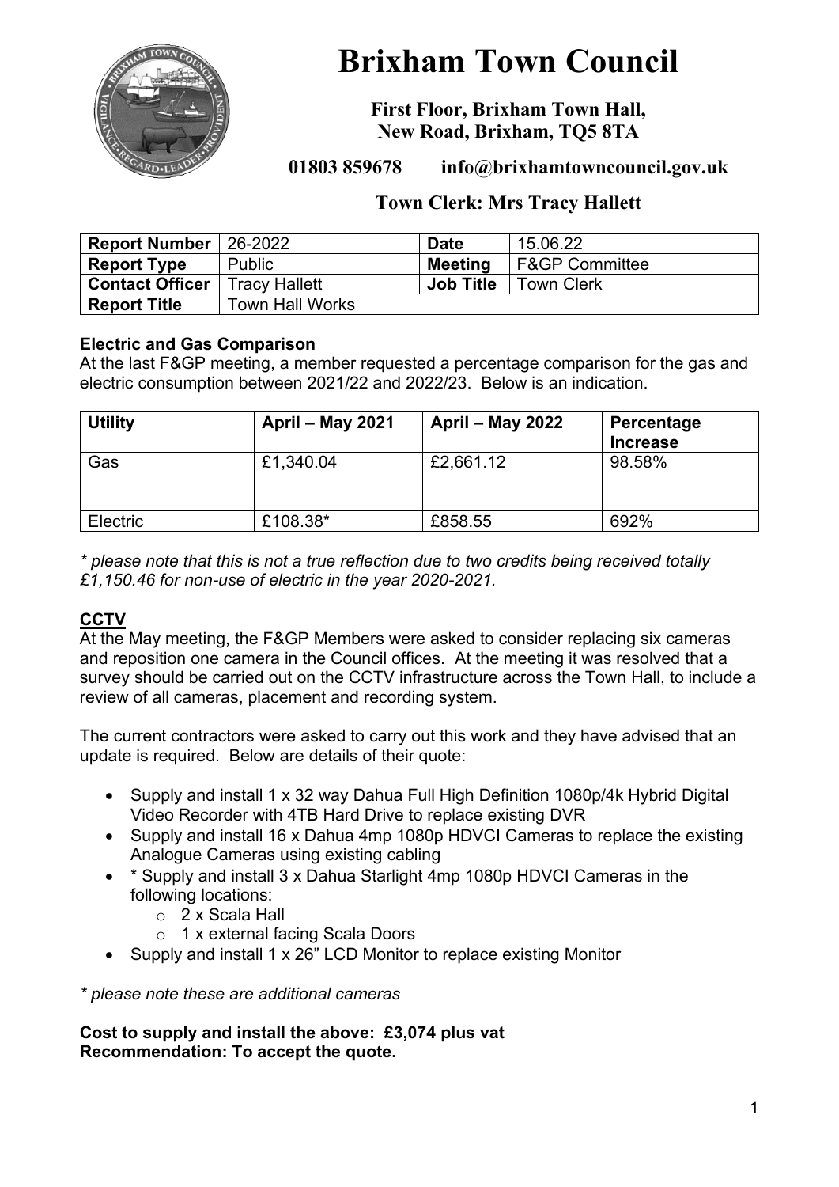# Brixham Town Council

**First Floor, Brixham Town Hall, New Road, Brixham, TQ5 8TA**

**01803 859678 info@brixhamtowncouncil.gov.uk**

**Town Clerk: Mrs Tracy Hallett**

| **Report Number** | 26-2022 | **Date** | 15.06.22 |
|---|---|---|---|
| **Report Type** | Public | **Meeting** | F&GP Committee |
| **Contact Officer** | Tracy Hallett | **Job Title** | Town Clerk |
| **Report Title** | Town Hall Works | | |

**Electric and Gas Comparison**

At the last F&GP meeting, a member requested a percentage comparison for the gas and electric consumption between 2021/22 and 2022/23. Below is an indication.

| **Utility** | **April – May 2021** | **April – May 2022** | **Percentage Increase** |
|---|---|---|---|
| Gas | £1,340.04 | £2,661.12 | 98.58% |
| Electric | £108.38* | £858.55 | 692% |

*\* please note that this is not a true reflection due to two credits being received totally £1,150.46 for non-use of electric in the year 2020-2021.*

**CCTV**

At the May meeting, the F&GP Members were asked to consider replacing six cameras and reposition one camera in the Council offices. At the meeting it was resolved that a survey should be carried out on the CCTV infrastructure across the Town Hall, to include a review of all cameras, placement and recording system.

The current contractors were asked to carry out this work and they have advised that an update is required. Below are details of their quote:

- Supply and install 1 x 32 way Dahua Full High Definition 1080p/4k Hybrid Digital Video Recorder with 4TB Hard Drive to replace existing DVR
- Supply and install 16 x Dahua 4mp 1080p HDVCI Cameras to replace the existing Analogue Cameras using existing cabling
- \* Supply and install 3 x Dahua Starlight 4mp 1080p HDVCI Cameras in the following locations:
  - 2 x Scala Hall
  - 1 x external facing Scala Doors
- Supply and install 1 x 26" LCD Monitor to replace existing Monitor

*\* please note these are additional cameras*

**Cost to supply and install the above: £3,074 plus vat**
**Recommendation: To accept the quote.**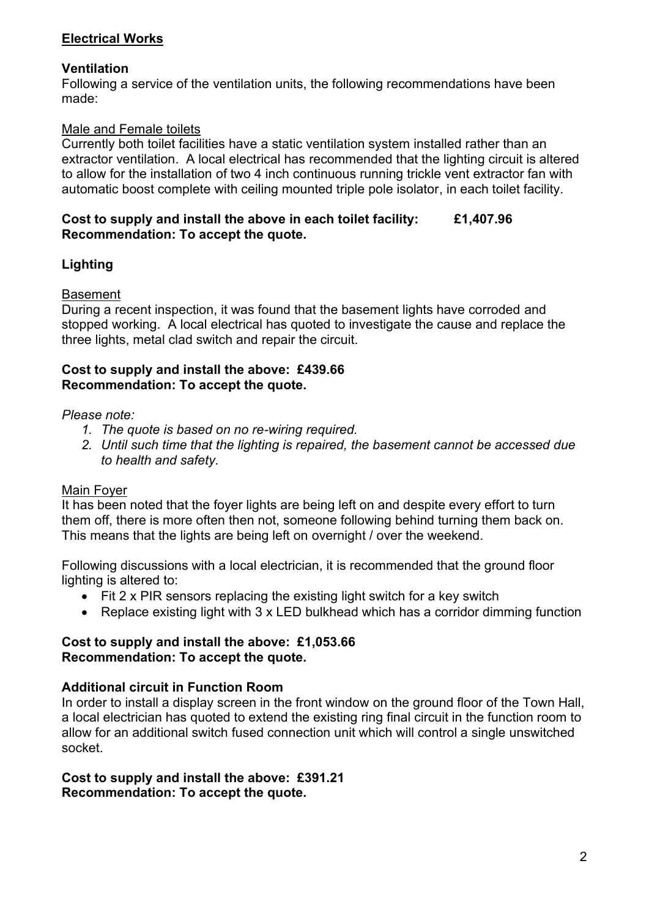## **Electrical Works**

### Ventilation

Following a service of the ventilation units, the following recommendations have been made:

Male and Female toilets

Currently both toilet facilities have a static ventilation system installed rather than an extractor ventilation. A local electrical has recommended that the lighting circuit is altered to allow for the installation of two 4 inch continuous running trickle vent extractor fan with automatic boost complete with ceiling mounted triple pole isolator, in each toilet facility.

**Cost to supply and install the above in each toilet facility: £1,407.96**
**Recommendation: To accept the quote.**

### Lighting

Basement

During a recent inspection, it was found that the basement lights have corroded and stopped working. A local electrical has quoted to investigate the cause and replace the three lights, metal clad switch and repair the circuit.

**Cost to supply and install the above: £439.66**
**Recommendation: To accept the quote.**

*Please note:*

1. *The quote is based on no re-wiring required.*
2. *Until such time that the lighting is repaired, the basement cannot be accessed due to health and safety.*

Main Foyer

It has been noted that the foyer lights are being left on and despite every effort to turn them off, there is more often then not, someone following behind turning them back on. This means that the lights are being left on overnight / over the weekend.

Following discussions with a local electrician, it is recommended that the ground floor lighting is altered to:

- Fit 2 x PIR sensors replacing the existing light switch for a key switch
- Replace existing light with 3 x LED bulkhead which has a corridor dimming function

**Cost to supply and install the above: £1,053.66**
**Recommendation: To accept the quote.**

### Additional circuit in Function Room

In order to install a display screen in the front window on the ground floor of the Town Hall, a local electrician has quoted to extend the existing ring final circuit in the function room to allow for an additional switch fused connection unit which will control a single unswitched socket.

**Cost to supply and install the above: £391.21**
**Recommendation: To accept the quote.**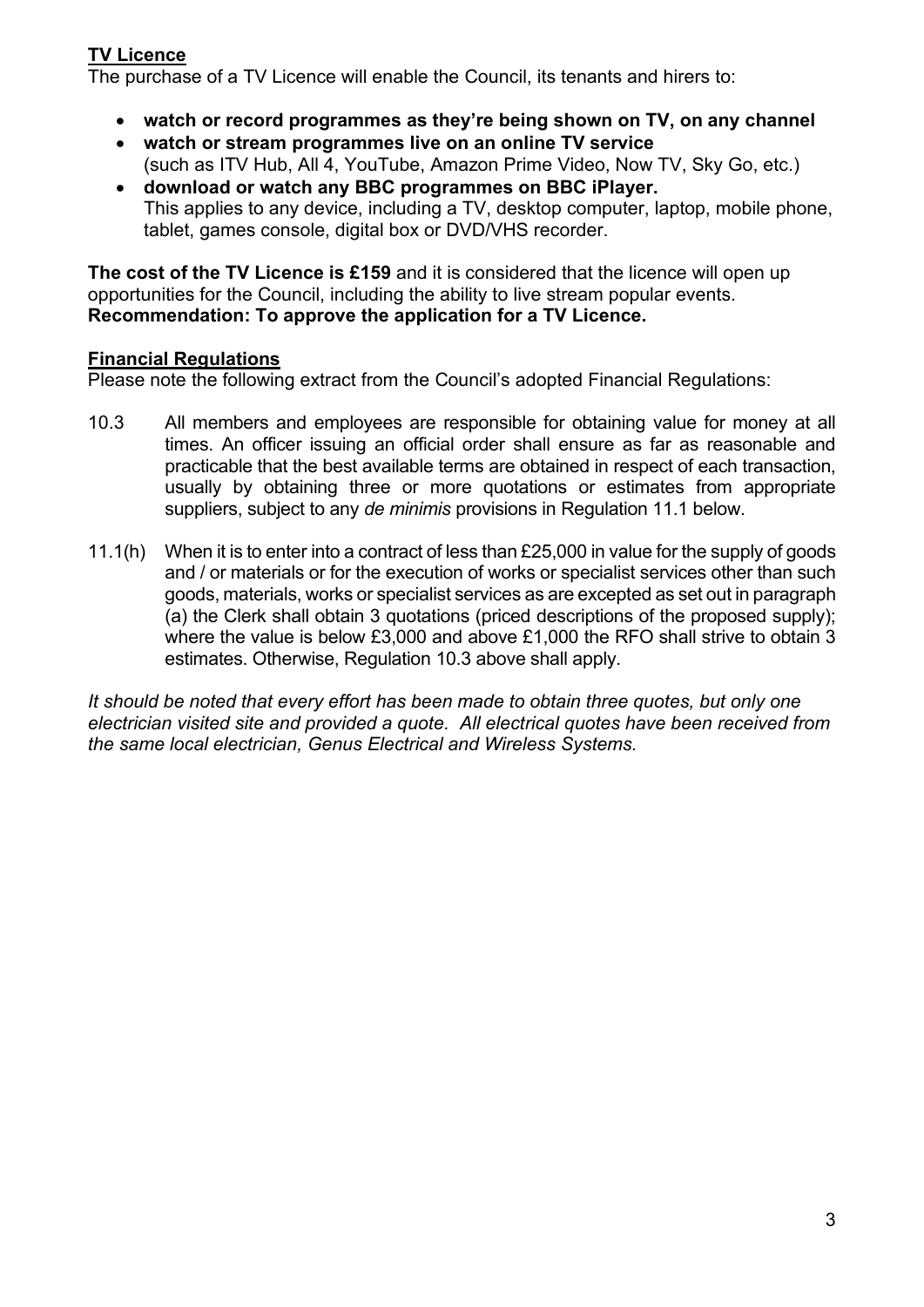**TV Licence**

The purchase of a TV Licence will enable the Council, its tenants and hirers to:

- **watch or record programmes as they're being shown on TV, on any channel**
- **watch or stream programmes live on an online TV service** (such as ITV Hub, All 4, YouTube, Amazon Prime Video, Now TV, Sky Go, etc.)
- **download or watch any BBC programmes on BBC iPlayer.** This applies to any device, including a TV, desktop computer, laptop, mobile phone, tablet, games console, digital box or DVD/VHS recorder.

**The cost of the TV Licence is £159** and it is considered that the licence will open up opportunities for the Council, including the ability to live stream popular events.
**Recommendation: To approve the application for a TV Licence.**

**Financial Regulations**

Please note the following extract from the Council's adopted Financial Regulations:

10.3 All members and employees are responsible for obtaining value for money at all times. An officer issuing an official order shall ensure as far as reasonable and practicable that the best available terms are obtained in respect of each transaction, usually by obtaining three or more quotations or estimates from appropriate suppliers, subject to any *de minimis* provisions in Regulation 11.1 below.

11.1(h) When it is to enter into a contract of less than £25,000 in value for the supply of goods and / or materials or for the execution of works or specialist services other than such goods, materials, works or specialist services as are excepted as set out in paragraph (a) the Clerk shall obtain 3 quotations (priced descriptions of the proposed supply); where the value is below £3,000 and above £1,000 the RFO shall strive to obtain 3 estimates. Otherwise, Regulation 10.3 above shall apply.

*It should be noted that every effort has been made to obtain three quotes, but only one electrician visited site and provided a quote. All electrical quotes have been received from the same local electrician, Genus Electrical and Wireless Systems.*